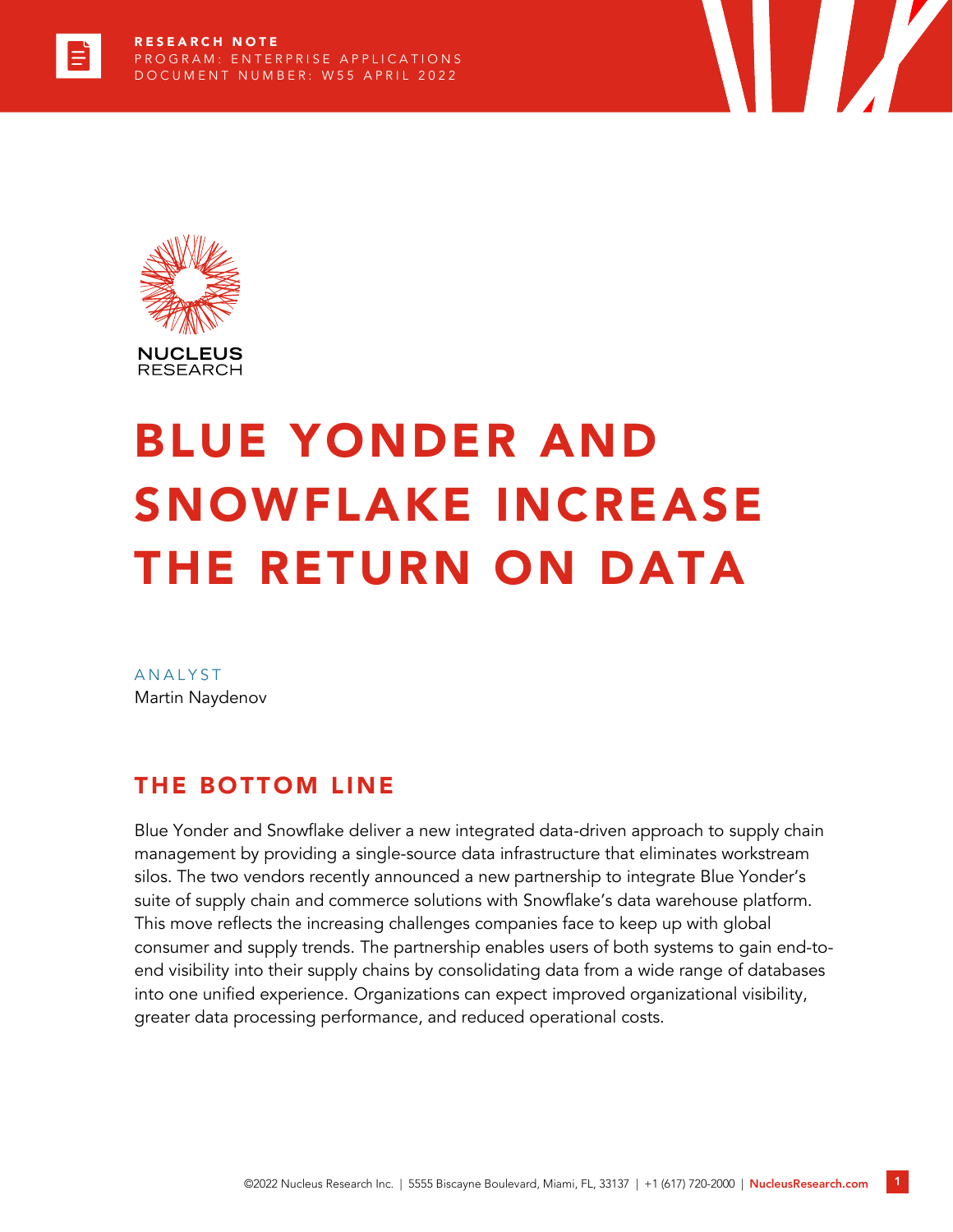RESEARCH NOTE
PROGRAM: ENTERPRISE APPLICATIONS
DOCUMENT NUMBER: W55 APRIL 2022

NUCLEUS RESEARCH

# BLUE YONDER AND SNOWFLAKE INCREASE THE RETURN ON DATA

ANALYST
Martin Naydenov

## THE BOTTOM LINE

Blue Yonder and Snowflake deliver a new integrated data-driven approach to supply chain management by providing a single-source data infrastructure that eliminates workstream silos. The two vendors recently announced a new partnership to integrate Blue Yonder's suite of supply chain and commerce solutions with Snowflake's data warehouse platform. This move reflects the increasing challenges companies face to keep up with global consumer and supply trends. The partnership enables users of both systems to gain end-to-end visibility into their supply chains by consolidating data from a wide range of databases into one unified experience. Organizations can expect improved organizational visibility, greater data processing performance, and reduced operational costs.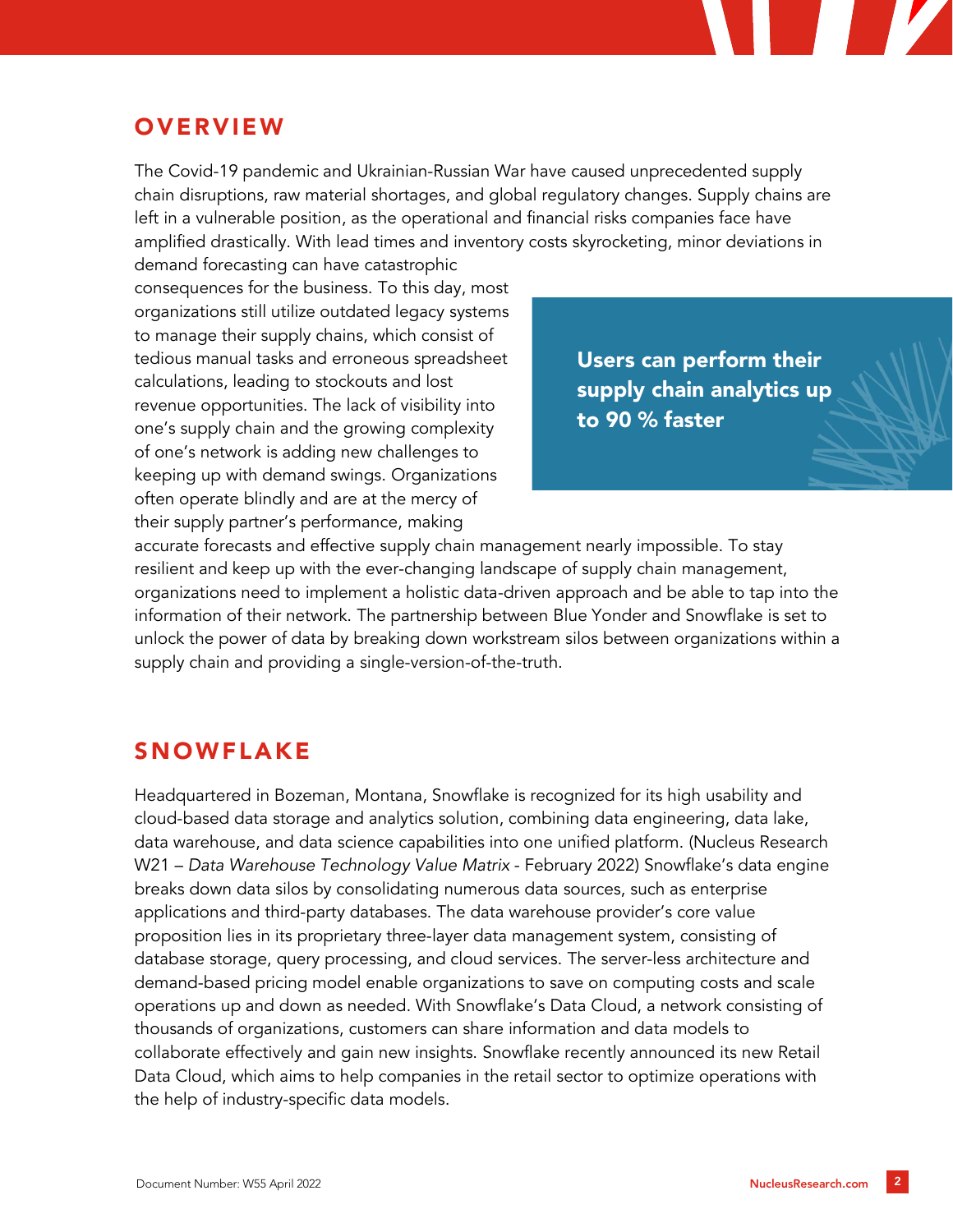## OVERVIEW

The Covid-19 pandemic and Ukrainian-Russian War have caused unprecedented supply chain disruptions, raw material shortages, and global regulatory changes. Supply chains are left in a vulnerable position, as the operational and financial risks companies face have amplified drastically. With lead times and inventory costs skyrocketing, minor deviations in demand forecasting can have catastrophic consequences for the business. To this day, most organizations still utilize outdated legacy systems to manage their supply chains, which consist of tedious manual tasks and erroneous spreadsheet calculations, leading to stockouts and lost revenue opportunities. The lack of visibility into one's supply chain and the growing complexity of one's network is adding new challenges to keeping up with demand swings. Organizations often operate blindly and are at the mercy of their supply partner's performance, making accurate forecasts and effective supply chain management nearly impossible. To stay resilient and keep up with the ever-changing landscape of supply chain management, organizations need to implement a holistic data-driven approach and be able to tap into the information of their network. The partnership between Blue Yonder and Snowflake is set to unlock the power of data by breaking down workstream silos between organizations within a supply chain and providing a single-version-of-the-truth.

**Users can perform their supply chain analytics up to 90 % faster**

## SNOWFLAKE

Headquartered in Bozeman, Montana, Snowflake is recognized for its high usability and cloud-based data storage and analytics solution, combining data engineering, data lake, data warehouse, and data science capabilities into one unified platform. (Nucleus Research W21 – *Data Warehouse Technology Value Matrix* - February 2022) Snowflake's data engine breaks down data silos by consolidating numerous data sources, such as enterprise applications and third-party databases. The data warehouse provider's core value proposition lies in its proprietary three-layer data management system, consisting of database storage, query processing, and cloud services. The server-less architecture and demand-based pricing model enable organizations to save on computing costs and scale operations up and down as needed. With Snowflake's Data Cloud, a network consisting of thousands of organizations, customers can share information and data models to collaborate effectively and gain new insights. Snowflake recently announced its new Retail Data Cloud, which aims to help companies in the retail sector to optimize operations with the help of industry-specific data models.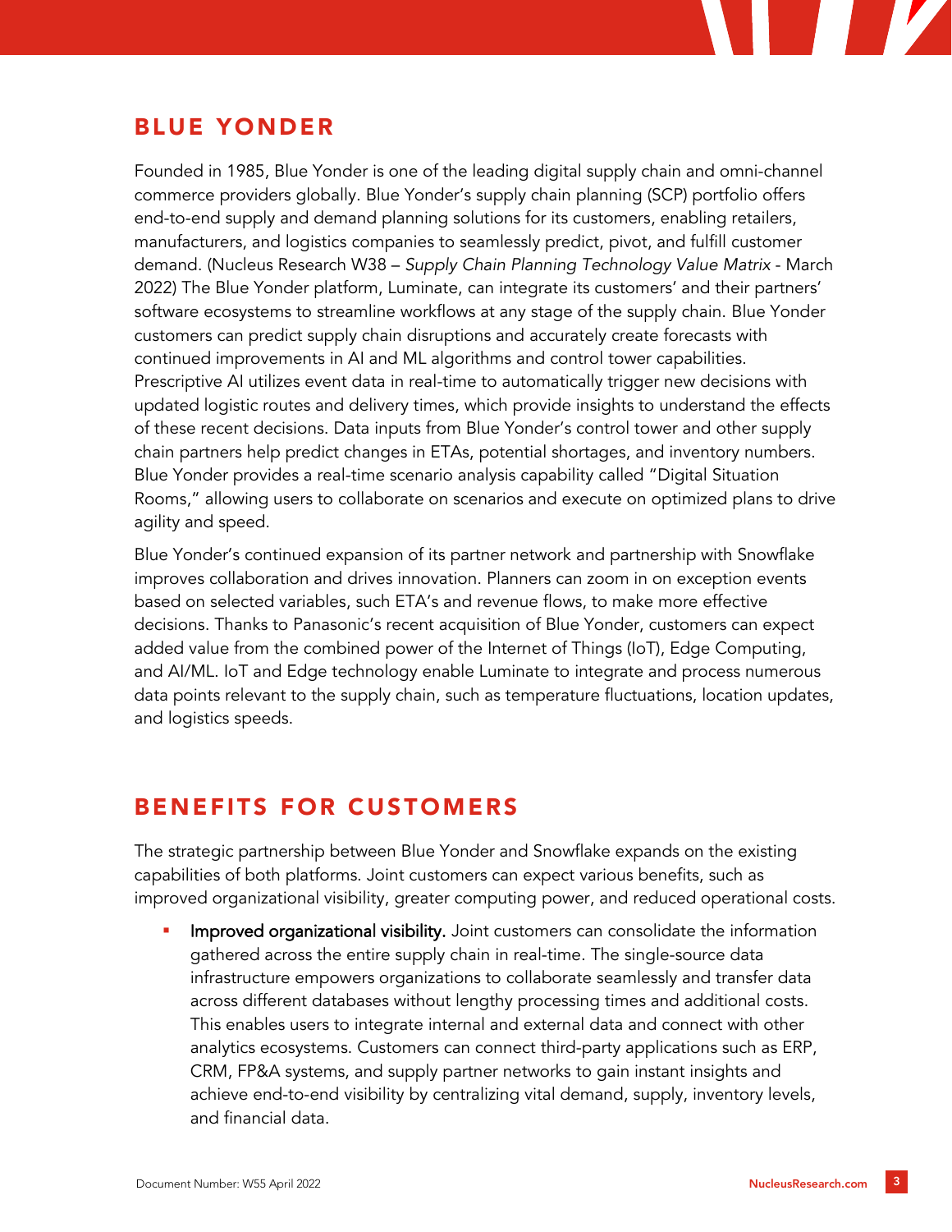## BLUE YONDER

Founded in 1985, Blue Yonder is one of the leading digital supply chain and omni-channel commerce providers globally. Blue Yonder's supply chain planning (SCP) portfolio offers end-to-end supply and demand planning solutions for its customers, enabling retailers, manufacturers, and logistics companies to seamlessly predict, pivot, and fulfill customer demand. (Nucleus Research W38 – *Supply Chain Planning Technology Value Matrix* - March 2022) The Blue Yonder platform, Luminate, can integrate its customers' and their partners' software ecosystems to streamline workflows at any stage of the supply chain. Blue Yonder customers can predict supply chain disruptions and accurately create forecasts with continued improvements in AI and ML algorithms and control tower capabilities. Prescriptive AI utilizes event data in real-time to automatically trigger new decisions with updated logistic routes and delivery times, which provide insights to understand the effects of these recent decisions. Data inputs from Blue Yonder's control tower and other supply chain partners help predict changes in ETAs, potential shortages, and inventory numbers. Blue Yonder provides a real-time scenario analysis capability called "Digital Situation Rooms," allowing users to collaborate on scenarios and execute on optimized plans to drive agility and speed.

Blue Yonder's continued expansion of its partner network and partnership with Snowflake improves collaboration and drives innovation. Planners can zoom in on exception events based on selected variables, such ETA's and revenue flows, to make more effective decisions. Thanks to Panasonic's recent acquisition of Blue Yonder, customers can expect added value from the combined power of the Internet of Things (IoT), Edge Computing, and AI/ML. IoT and Edge technology enable Luminate to integrate and process numerous data points relevant to the supply chain, such as temperature fluctuations, location updates, and logistics speeds.

## BENEFITS FOR CUSTOMERS

The strategic partnership between Blue Yonder and Snowflake expands on the existing capabilities of both platforms. Joint customers can expect various benefits, such as improved organizational visibility, greater computing power, and reduced operational costs.

- **Improved organizational visibility.** Joint customers can consolidate the information gathered across the entire supply chain in real-time. The single-source data infrastructure empowers organizations to collaborate seamlessly and transfer data across different databases without lengthy processing times and additional costs. This enables users to integrate internal and external data and connect with other analytics ecosystems. Customers can connect third-party applications such as ERP, CRM, FP&A systems, and supply partner networks to gain instant insights and achieve end-to-end visibility by centralizing vital demand, supply, inventory levels, and financial data.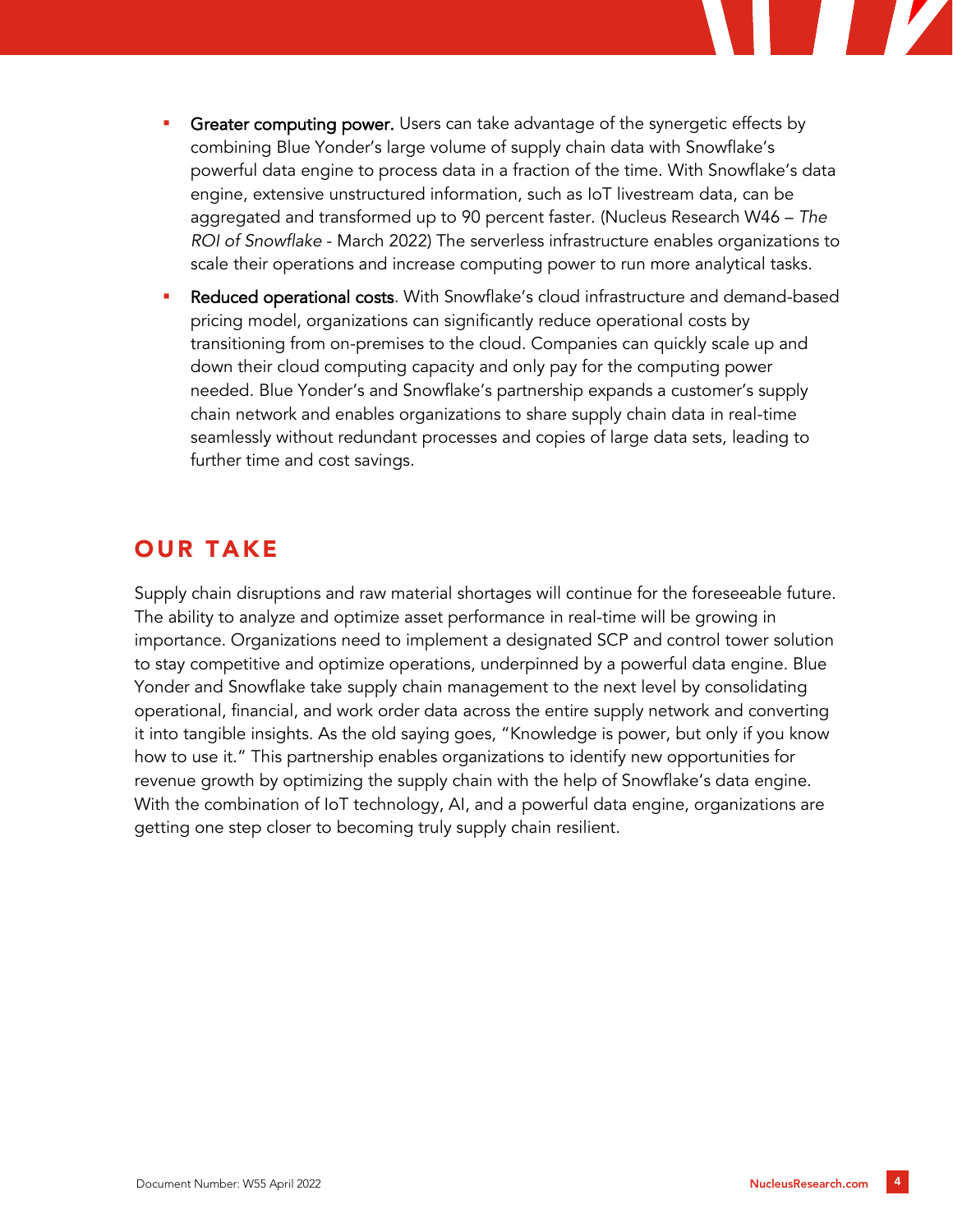- **Greater computing power.** Users can take advantage of the synergetic effects by combining Blue Yonder's large volume of supply chain data with Snowflake's powerful data engine to process data in a fraction of the time. With Snowflake's data engine, extensive unstructured information, such as IoT livestream data, can be aggregated and transformed up to 90 percent faster. (Nucleus Research W46 – *The ROI of Snowflake* - March 2022) The serverless infrastructure enables organizations to scale their operations and increase computing power to run more analytical tasks.
- **Reduced operational costs**. With Snowflake's cloud infrastructure and demand-based pricing model, organizations can significantly reduce operational costs by transitioning from on-premises to the cloud. Companies can quickly scale up and down their cloud computing capacity and only pay for the computing power needed. Blue Yonder's and Snowflake's partnership expands a customer's supply chain network and enables organizations to share supply chain data in real-time seamlessly without redundant processes and copies of large data sets, leading to further time and cost savings.

## OUR TAKE

Supply chain disruptions and raw material shortages will continue for the foreseeable future. The ability to analyze and optimize asset performance in real-time will be growing in importance. Organizations need to implement a designated SCP and control tower solution to stay competitive and optimize operations, underpinned by a powerful data engine. Blue Yonder and Snowflake take supply chain management to the next level by consolidating operational, financial, and work order data across the entire supply network and converting it into tangible insights. As the old saying goes, "Knowledge is power, but only if you know how to use it." This partnership enables organizations to identify new opportunities for revenue growth by optimizing the supply chain with the help of Snowflake's data engine. With the combination of IoT technology, AI, and a powerful data engine, organizations are getting one step closer to becoming truly supply chain resilient.